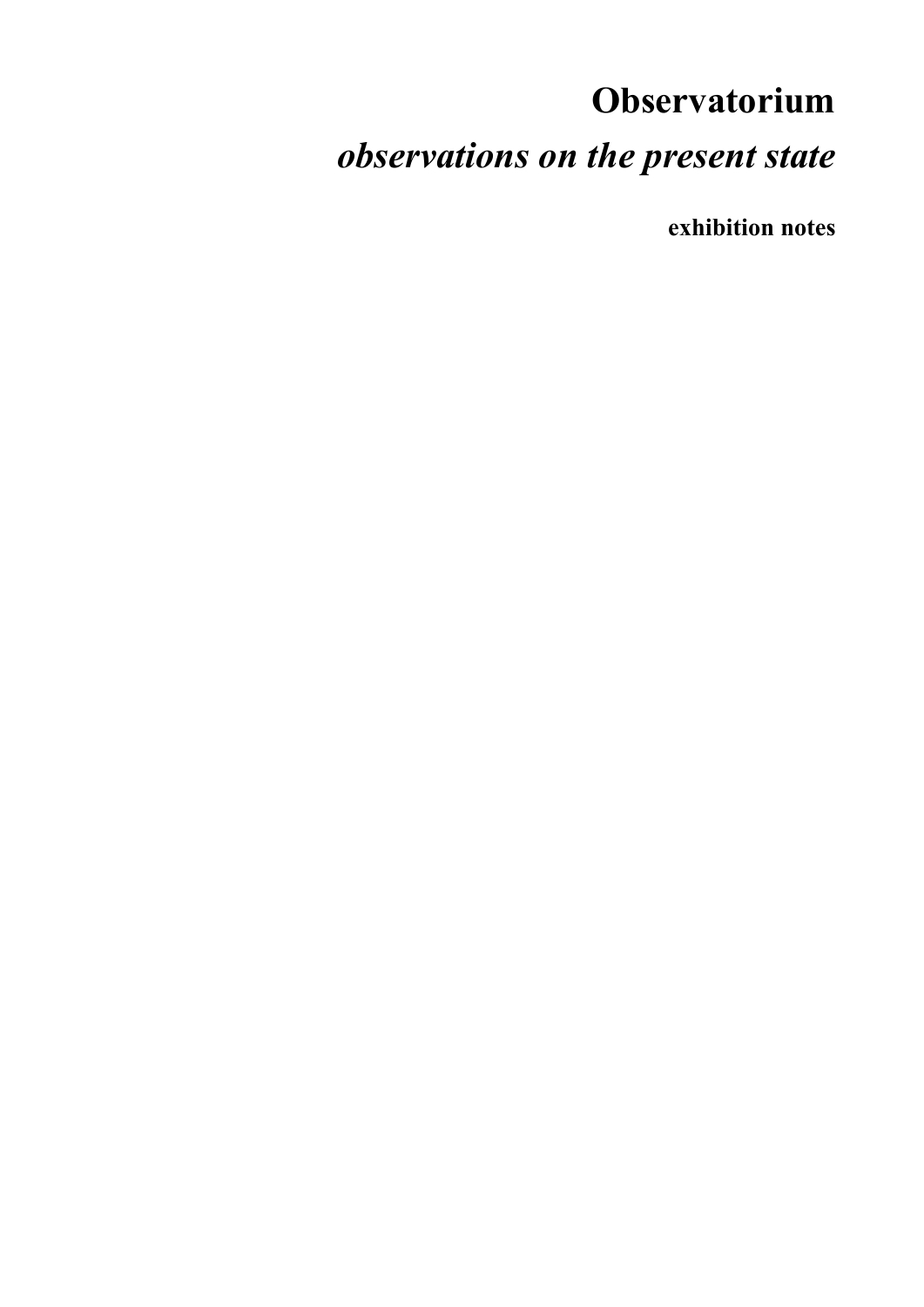# Observatorium

## *observations on the present state*

**exhibition notes**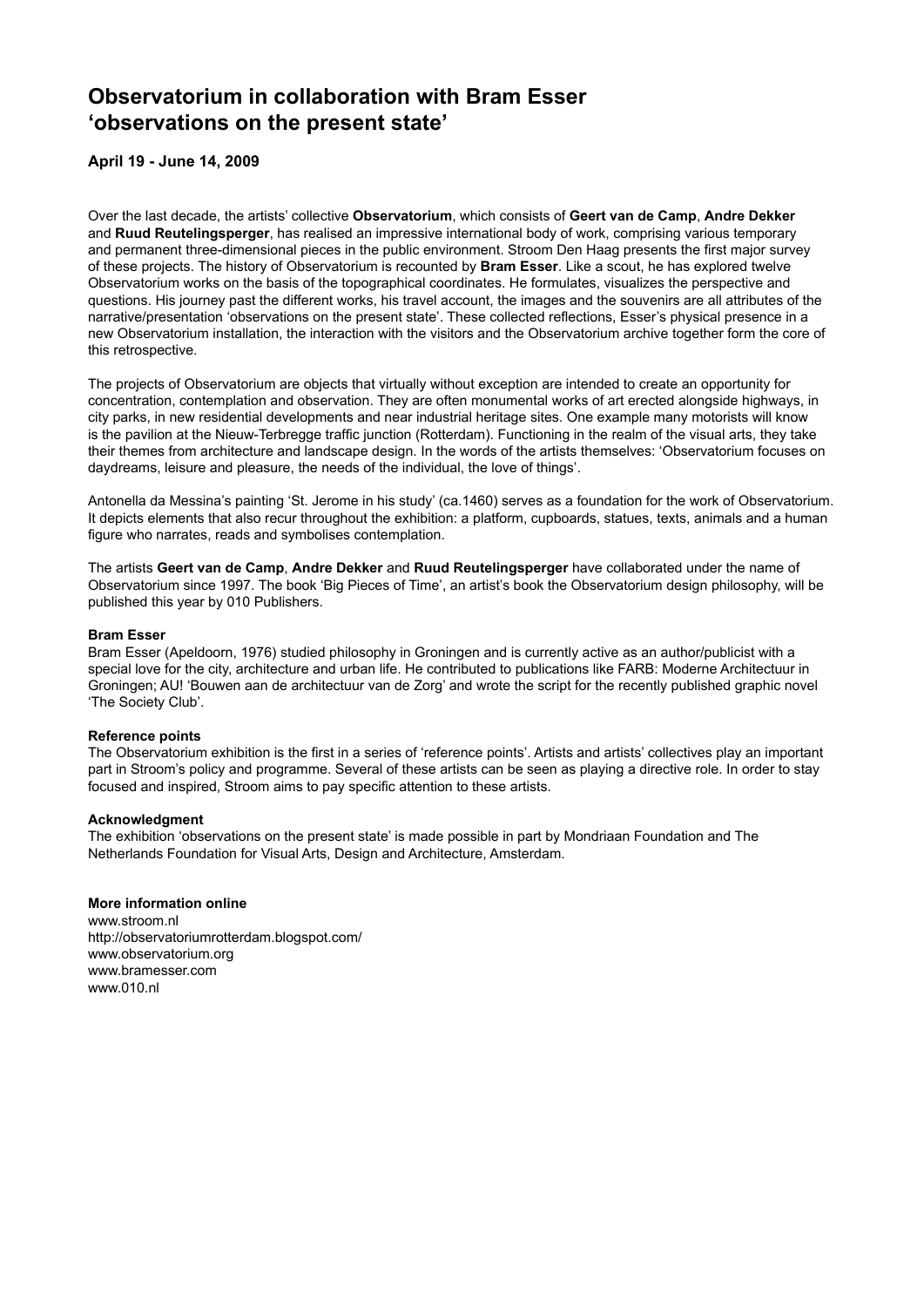# Observatorium in collaboration with Bram Esser 'observations on the present state'

**April 19 - June 14, 2009**

Over the last decade, the artists' collective **Observatorium**, which consists of **Geert van de Camp**, **Andre Dekker** and **Ruud Reutelingsperger**, has realised an impressive international body of work, comprising various temporary and permanent three-dimensional pieces in the public environment. Stroom Den Haag presents the first major survey of these projects. The history of Observatorium is recounted by **Bram Esser**. Like a scout, he has explored twelve Observatorium works on the basis of the topographical coordinates. He formulates, visualizes the perspective and questions. His journey past the different works, his travel account, the images and the souvenirs are all attributes of the narrative/presentation 'observations on the present state'. These collected reflections, Esser's physical presence in a new Observatorium installation, the interaction with the visitors and the Observatorium archive together form the core of this retrospective.

The projects of Observatorium are objects that virtually without exception are intended to create an opportunity for concentration, contemplation and observation. They are often monumental works of art erected alongside highways, in city parks, in new residential developments and near industrial heritage sites. One example many motorists will know is the pavilion at the Nieuw-Terbregge traffic junction (Rotterdam). Functioning in the realm of the visual arts, they take their themes from architecture and landscape design. In the words of the artists themselves: 'Observatorium focuses on daydreams, leisure and pleasure, the needs of the individual, the love of things'.

Antonella da Messina's painting 'St. Jerome in his study' (ca.1460) serves as a foundation for the work of Observatorium. It depicts elements that also recur throughout the exhibition: a platform, cupboards, statues, texts, animals and a human figure who narrates, reads and symbolises contemplation.

The artists **Geert van de Camp**, **Andre Dekker** and **Ruud Reutelingsperger** have collaborated under the name of Observatorium since 1997. The book 'Big Pieces of Time', an artist's book the Observatorium design philosophy, will be published this year by 010 Publishers.

**Bram Esser**
Bram Esser (Apeldoorn, 1976) studied philosophy in Groningen and is currently active as an author/publicist with a special love for the city, architecture and urban life. He contributed to publications like FARB: Moderne Architectuur in Groningen; AU! 'Bouwen aan de architectuur van de Zorg' and wrote the script for the recently published graphic novel 'The Society Club'.

**Reference points**
The Observatorium exhibition is the first in a series of 'reference points'. Artists and artists' collectives play an important part in Stroom's policy and programme. Several of these artists can be seen as playing a directive role. In order to stay focused and inspired, Stroom aims to pay specific attention to these artists.

**Acknowledgment**
The exhibition 'observations on the present state' is made possible in part by Mondriaan Foundation and The Netherlands Foundation for Visual Arts, Design and Architecture, Amsterdam.

**More information online**
www.stroom.nl
http://observatoriumrotterdam.blogspot.com/
www.observatorium.org
www.bramesser.com
www.010.nl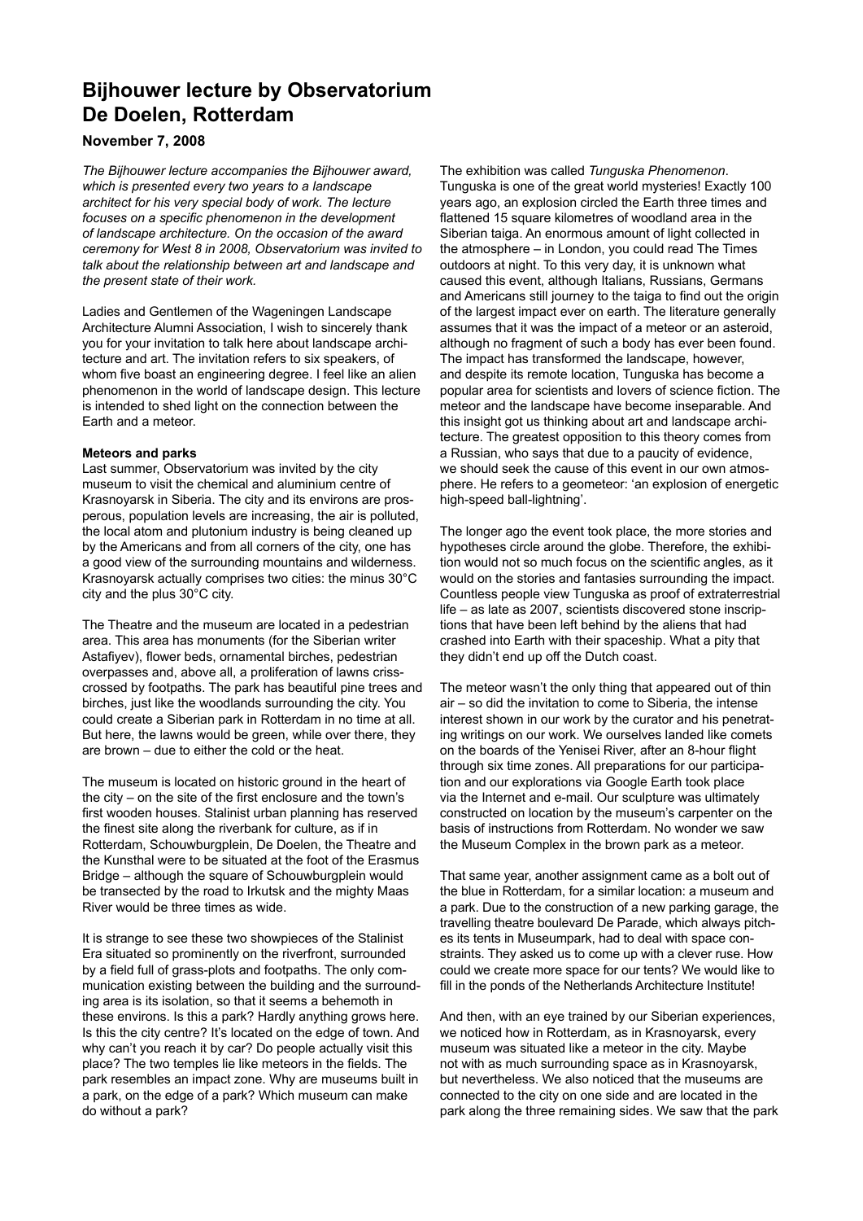# Bijhouwer lecture by Observatorium De Doelen, Rotterdam

### November 7, 2008

*The Bijhouwer lecture accompanies the Bijhouwer award, which is presented every two years to a landscape architect for his very special body of work. The lecture focuses on a specific phenomenon in the development of landscape architecture. On the occasion of the award ceremony for West 8 in 2008, Observatorium was invited to talk about the relationship between art and landscape and the present state of their work.*

Ladies and Gentlemen of the Wageningen Landscape Architecture Alumni Association, I wish to sincerely thank you for your invitation to talk here about landscape architecture and art. The invitation refers to six speakers, of whom five boast an engineering degree. I feel like an alien phenomenon in the world of landscape design. This lecture is intended to shed light on the connection between the Earth and a meteor.

**Meteors and parks**

Last summer, Observatorium was invited by the city museum to visit the chemical and aluminium centre of Krasnoyarsk in Siberia. The city and its environs are prosperous, population levels are increasing, the air is polluted, the local atom and plutonium industry is being cleaned up by the Americans and from all corners of the city, one has a good view of the surrounding mountains and wilderness. Krasnoyarsk actually comprises two cities: the minus 30°C city and the plus 30°C city.

The Theatre and the museum are located in a pedestrian area. This area has monuments (for the Siberian writer Astafiyev), flower beds, ornamental birches, pedestrian overpasses and, above all, a proliferation of lawns criss-crossed by footpaths. The park has beautiful pine trees and birches, just like the woodlands surrounding the city. You could create a Siberian park in Rotterdam in no time at all. But here, the lawns would be green, while over there, they are brown – due to either the cold or the heat.

The museum is located on historic ground in the heart of the city – on the site of the first enclosure and the town's first wooden houses. Stalinist urban planning has reserved the finest site along the riverbank for culture, as if in Rotterdam, Schouwburgplein, De Doelen, the Theatre and the Kunsthal were to be situated at the foot of the Erasmus Bridge – although the square of Schouwburgplein would be transected by the road to Irkutsk and the mighty Maas River would be three times as wide.

It is strange to see these two showpieces of the Stalinist Era situated so prominently on the riverfront, surrounded by a field full of grass-plots and footpaths. The only communication existing between the building and the surrounding area is its isolation, so that it seems a behemoth in these environs. Is this a park? Hardly anything grows here. Is this the city centre? It's located on the edge of town. And why can't you reach it by car? Do people actually visit this place? The two temples lie like meteors in the fields. The park resembles an impact zone. Why are museums built in a park, on the edge of a park? Which museum can make do without a park?

The exhibition was called *Tunguska Phenomenon*. Tunguska is one of the great world mysteries! Exactly 100 years ago, an explosion circled the Earth three times and flattened 15 square kilometres of woodland area in the Siberian taiga. An enormous amount of light collected in the atmosphere – in London, you could read The Times outdoors at night. To this very day, it is unknown what caused this event, although Italians, Russians, Germans and Americans still journey to the taiga to find out the origin of the largest impact ever on earth. The literature generally assumes that it was the impact of a meteor or an asteroid, although no fragment of such a body has ever been found. The impact has transformed the landscape, however, and despite its remote location, Tunguska has become a popular area for scientists and lovers of science fiction. The meteor and the landscape have become inseparable. And this insight got us thinking about art and landscape architecture. The greatest opposition to this theory comes from a Russian, who says that due to a paucity of evidence, we should seek the cause of this event in our own atmosphere. He refers to a geometeor: 'an explosion of energetic high-speed ball-lightning'.

The longer ago the event took place, the more stories and hypotheses circle around the globe. Therefore, the exhibition would not so much focus on the scientific angles, as it would on the stories and fantasies surrounding the impact. Countless people view Tunguska as proof of extraterrestrial life – as late as 2007, scientists discovered stone inscriptions that have been left behind by the aliens that had crashed into Earth with their spaceship. What a pity that they didn't end up off the Dutch coast.

The meteor wasn't the only thing that appeared out of thin air – so did the invitation to come to Siberia, the intense interest shown in our work by the curator and his penetrating writings on our work. We ourselves landed like comets on the boards of the Yenisei River, after an 8-hour flight through six time zones. All preparations for our participation and our explorations via Google Earth took place via the Internet and e-mail. Our sculpture was ultimately constructed on location by the museum's carpenter on the basis of instructions from Rotterdam. No wonder we saw the Museum Complex in the brown park as a meteor.

That same year, another assignment came as a bolt out of the blue in Rotterdam, for a similar location: a museum and a park. Due to the construction of a new parking garage, the travelling theatre boulevard De Parade, which always pitches its tents in Museumpark, had to deal with space constraints. They asked us to come up with a clever ruse. How could we create more space for our tents? We would like to fill in the ponds of the Netherlands Architecture Institute!

And then, with an eye trained by our Siberian experiences, we noticed how in Rotterdam, as in Krasnoyarsk, every museum was situated like a meteor in the city. Maybe not with as much surrounding space as in Krasnoyarsk, but nevertheless. We also noticed that the museums are connected to the city on one side and are located in the park along the three remaining sides. We saw that the park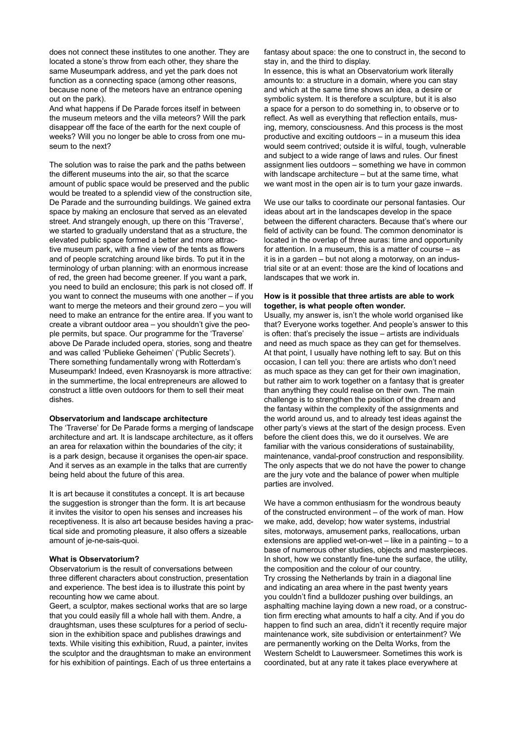does not connect these institutes to one another. They are located a stone's throw from each other, they share the same Museumpark address, and yet the park does not function as a connecting space (among other reasons, because none of the meteors have an entrance opening out on the park).

And what happens if De Parade forces itself in between the museum meteors and the villa meteors? Will the park disappear off the face of the earth for the next couple of weeks? Will you no longer be able to cross from one museum to the next?

The solution was to raise the park and the paths between the different museums into the air, so that the scarce amount of public space would be preserved and the public would be treated to a splendid view of the construction site, De Parade and the surrounding buildings. We gained extra space by making an enclosure that served as an elevated street. And strangely enough, up there on this 'Traverse', we started to gradually understand that as a structure, the elevated public space formed a better and more attractive museum park, with a fine view of the tents as flowers and of people scratching around like birds. To put it in the terminology of urban planning: with an enormous increase of red, the green had become greener. If you want a park, you need to build an enclosure; this park is not closed off. If you want to connect the museums with one another – if you want to merge the meteors and their ground zero – you will need to make an entrance for the entire area. If you want to create a vibrant outdoor area – you shouldn't give the people permits, but space. Our programme for the 'Traverse' above De Parade included opera, stories, song and theatre and was called 'Publieke Geheimen' ('Public Secrets'). There something fundamentally wrong with Rotterdam's Museumpark! Indeed, even Krasnoyarsk is more attractive: in the summertime, the local entrepreneurs are allowed to construct a little oven outdoors for them to sell their meat dishes.

**Observatorium and landscape architecture**

The 'Traverse' for De Parade forms a merging of landscape architecture and art. It is landscape architecture, as it offers an area for relaxation within the boundaries of the city; it is a park design, because it organises the open-air space. And it serves as an example in the talks that are currently being held about the future of this area.

It is art because it constitutes a concept. It is art because the suggestion is stronger than the form. It is art because it invites the visitor to open his senses and increases his receptiveness. It is also art because besides having a practical side and promoting pleasure, it also offers a sizeable amount of je-ne-sais-quoi.

**What is Observatorium?**

Observatorium is the result of conversations between three different characters about construction, presentation and experience. The best idea is to illustrate this point by recounting how we came about.

Geert, a sculptor, makes sectional works that are so large that you could easily fill a whole hall with them. Andre, a draughtsman, uses these sculptures for a period of seclusion in the exhibition space and publishes drawings and texts. While visiting this exhibition, Ruud, a painter, invites the sculptor and the draughtsman to make an environment for his exhibition of paintings. Each of us three entertains a fantasy about space: the one to construct in, the second to stay in, and the third to display.

In essence, this is what an Observatorium work literally amounts to: a structure in a domain, where you can stay and which at the same time shows an idea, a desire or symbolic system. It is therefore a sculpture, but it is also a space for a person to do something in, to observe or to reflect. As well as everything that reflection entails, musing, memory, consciousness. And this process is the most productive and exciting outdoors – in a museum this idea would seem contrived; outside it is wilful, tough, vulnerable and subject to a wide range of laws and rules. Our finest assignment lies outdoors – something we have in common with landscape architecture – but at the same time, what we want most in the open air is to turn your gaze inwards.

We use our talks to coordinate our personal fantasies. Our ideas about art in the landscapes develop in the space between the different characters. Because that's where our field of activity can be found. The common denominator is located in the overlap of three auras: time and opportunity for attention. In a museum, this is a matter of course – as it is in a garden – but not along a motorway, on an industrial site or at an event: those are the kind of locations and landscapes that we work in.

**How is it possible that three artists are able to work together, is what people often wonder.**

Usually, my answer is, isn't the whole world organised like that? Everyone works together. And people's answer to this is often: that's precisely the issue – artists are individuals and need as much space as they can get for themselves. At that point, I usually have nothing left to say. But on this occasion, I can tell you: there are artists who don't need as much space as they can get for their own imagination, but rather aim to work together on a fantasy that is greater than anything they could realise on their own. The main challenge is to strengthen the position of the dream and the fantasy within the complexity of the assignments and the world around us, and to already test ideas against the other party's views at the start of the design process. Even before the client does this, we do it ourselves. We are familiar with the various considerations of sustainability, maintenance, vandal-proof construction and responsibility. The only aspects that we do not have the power to change are the jury vote and the balance of power when multiple parties are involved.

We have a common enthusiasm for the wondrous beauty of the constructed environment – of the work of man. How we make, add, develop; how water systems, industrial sites, motorways, amusement parks, reallocations, urban extensions are applied wet-on-wet – like in a painting – to a base of numerous other studies, objects and masterpieces. In short, how we constantly fine-tune the surface, the utility, the composition and the colour of our country.

Try crossing the Netherlands by train in a diagonal line and indicating an area where in the past twenty years you couldn't find a bulldozer pushing over buildings, an asphalting machine laying down a new road, or a construction firm erecting what amounts to half a city. And if you do happen to find such an area, didn't it recently require major maintenance work, site subdivision or entertainment? We are permanently working on the Delta Works, from the Western Scheldt to Lauwersmeer. Sometimes this work is coordinated, but at any rate it takes place everywhere at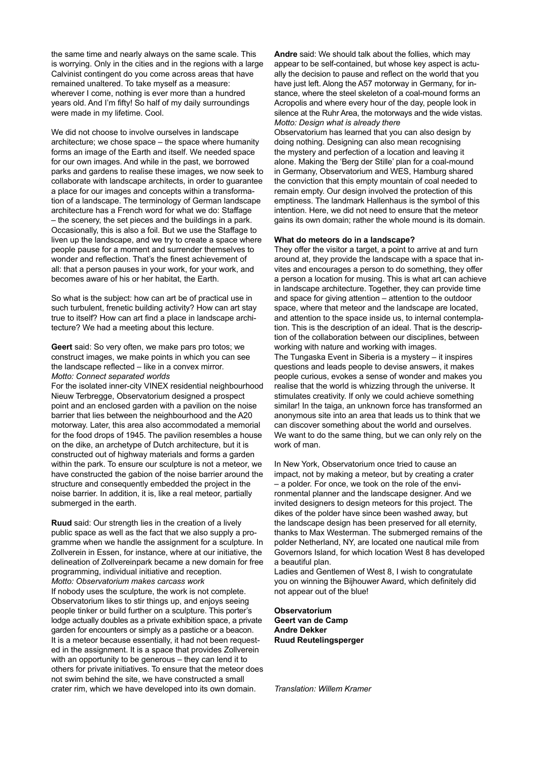the same time and nearly always on the same scale. This is worrying. Only in the cities and in the regions with a large Calvinist contingent do you come across areas that have remained unaltered. To take myself as a measure: wherever I come, nothing is ever more than a hundred years old. And I'm fifty! So half of my daily surroundings were made in my lifetime. Cool.

We did not choose to involve ourselves in landscape architecture; we chose space – the space where humanity forms an image of the Earth and itself. We needed space for our own images. And while in the past, we borrowed parks and gardens to realise these images, we now seek to collaborate with landscape architects, in order to guarantee a place for our images and concepts within a transformation of a landscape. The terminology of German landscape architecture has a French word for what we do: Staffage – the scenery, the set pieces and the buildings in a park. Occasionally, this is also a foil. But we use the Staffage to liven up the landscape, and we try to create a space where people pause for a moment and surrender themselves to wonder and reflection. That's the finest achievement of all: that a person pauses in your work, for your work, and becomes aware of his or her habitat, the Earth.

So what is the subject: how can art be of practical use in such turbulent, frenetic building activity? How can art stay true to itself? How can art find a place in landscape architecture? We had a meeting about this lecture.

**Geert** said: So very often, we make pars pro totos; we construct images, we make points in which you can see the landscape reflected – like in a convex mirror.
*Motto: Connect separated worlds*
For the isolated inner-city VINEX residential neighbourhood Nieuw Terbregge, Observatorium designed a prospect point and an enclosed garden with a pavilion on the noise barrier that lies between the neighbourhood and the A20 motorway. Later, this area also accommodated a memorial for the food drops of 1945. The pavilion resembles a house on the dike, an archetype of Dutch architecture, but it is constructed out of highway materials and forms a garden within the park. To ensure our sculpture is not a meteor, we have constructed the gabion of the noise barrier around the structure and consequently embedded the project in the noise barrier. In addition, it is, like a real meteor, partially submerged in the earth.

**Ruud** said: Our strength lies in the creation of a lively public space as well as the fact that we also supply a programme when we handle the assignment for a sculpture. In Zollverein in Essen, for instance, where at our initiative, the delineation of Zollvereinpark became a new domain for free programming, individual initiative and reception.
*Motto: Observatorium makes carcass work*
If nobody uses the sculpture, the work is not complete. Observatorium likes to stir things up, and enjoys seeing people tinker or build further on a sculpture. This porter's lodge actually doubles as a private exhibition space, a private garden for encounters or simply as a pastiche or a beacon. It is a meteor because essentially, it had not been requested in the assignment. It is a space that provides Zollverein with an opportunity to be generous – they can lend it to others for private initiatives. To ensure that the meteor does not swim behind the site, we have constructed a small crater rim, which we have developed into its own domain.

**Andre** said: We should talk about the follies, which may appear to be self-contained, but whose key aspect is actually the decision to pause and reflect on the world that you have just left. Along the A57 motorway in Germany, for instance, where the steel skeleton of a coal-mound forms an Acropolis and where every hour of the day, people look in silence at the Ruhr Area, the motorways and the wide vistas.
*Motto: Design what is already there*
Observatorium has learned that you can also design by doing nothing. Designing can also mean recognising the mystery and perfection of a location and leaving it alone. Making the 'Berg der Stille' plan for a coal-mound in Germany, Observatorium and WES, Hamburg shared the conviction that this empty mountain of coal needed to remain empty. Our design involved the protection of this emptiness. The landmark Hallenhaus is the symbol of this intention. Here, we did not need to ensure that the meteor gains its own domain; rather the whole mound is its domain.

**What do meteors do in a landscape?**
They offer the visitor a target, a point to arrive at and turn around at, they provide the landscape with a space that invites and encourages a person to do something, they offer a person a location for musing. This is what art can achieve in landscape architecture. Together, they can provide time and space for giving attention – attention to the outdoor space, where that meteor and the landscape are located, and attention to the space inside us, to internal contemplation. This is the description of an ideal. That is the description of the collaboration between our disciplines, between working with nature and working with images.
The Tungaska Event in Siberia is a mystery – it inspires questions and leads people to devise answers, it makes people curious, evokes a sense of wonder and makes you realise that the world is whizzing through the universe. It stimulates creativity. If only we could achieve something similar! In the taiga, an unknown force has transformed an anonymous site into an area that leads us to think that we can discover something about the world and ourselves. We want to do the same thing, but we can only rely on the work of man.

In New York, Observatorium once tried to cause an impact, not by making a meteor, but by creating a crater – a polder. For once, we took on the role of the environmental planner and the landscape designer. And we invited designers to design meteors for this project. The dikes of the polder have since been washed away, but the landscape design has been preserved for all eternity, thanks to Max Westerman. The submerged remains of the polder Netherland, NY, are located one nautical mile from Governors Island, for which location West 8 has developed a beautiful plan.
Ladies and Gentlemen of West 8, I wish to congratulate you on winning the Bijhouwer Award, which definitely did not appear out of the blue!

**Observatorium**
**Geert van de Camp**
**Andre Dekker**
**Ruud Reutelingsperger**

*Translation: Willem Kramer*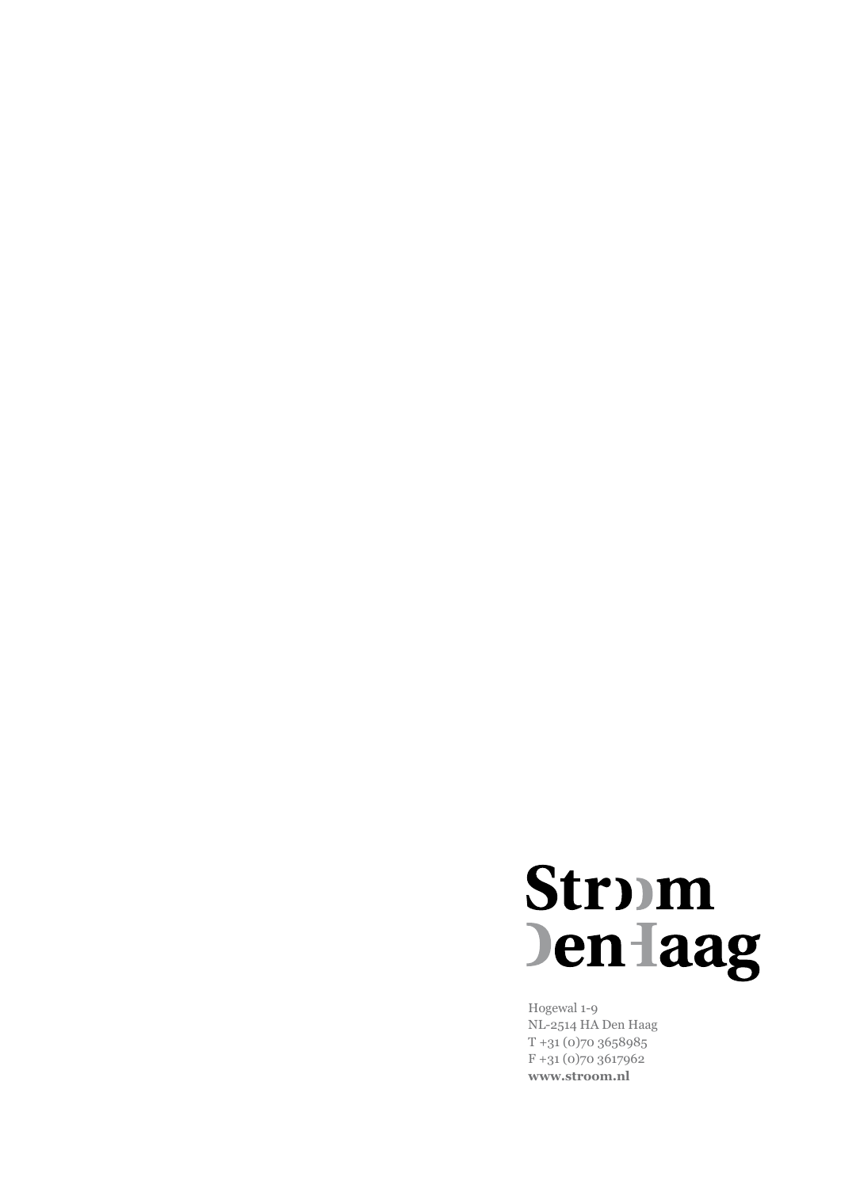**Stroom Den Haag**

Hogewal 1-9
NL-2514 HA Den Haag
T +31 (0)70 3658985
F +31 (0)70 3617962
**www.stroom.nl**